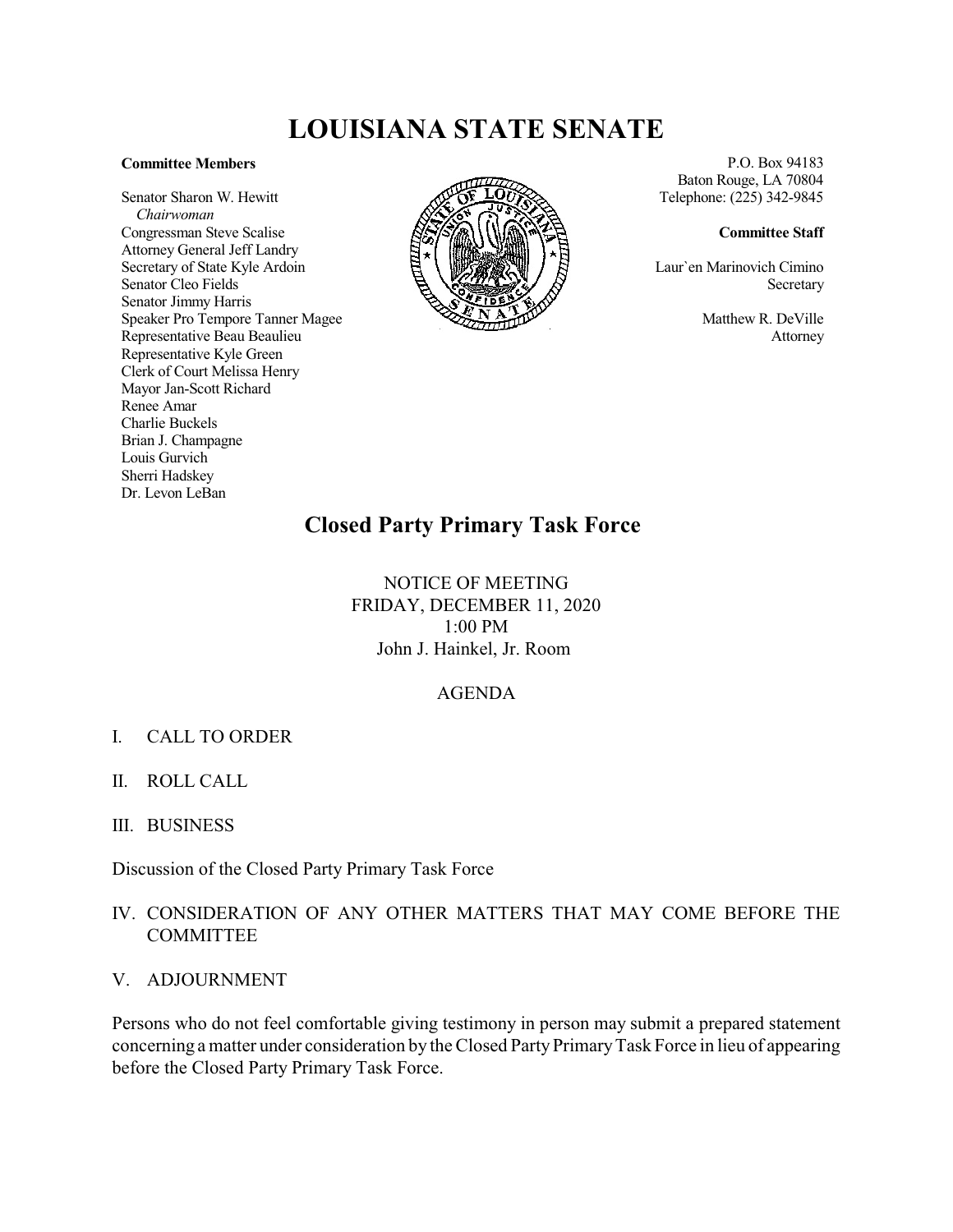# LOUISIANA STATE SENATE

**Committee Members**

Senator Sharon W. Hewitt
*Chairwoman*
Congressman Steve Scalise
Attorney General Jeff Landry
Secretary of State Kyle Ardoin
Senator Cleo Fields
Senator Jimmy Harris
Speaker Pro Tempore Tanner Magee
Representative Beau Beaulieu
Representative Kyle Green
Clerk of Court Melissa Henry
Mayor Jan-Scott Richard
Renee Amar
Charlie Buckels
Brian J. Champagne
Louis Gurvich
Sherri Hadskey
Dr. Levon LeBan

P.O. Box 94183
Baton Rouge, LA 70804
Telephone: (225) 342-9845

**Committee Staff**

Laur`en Marinovich Cimino
Secretary

Matthew R. DeVille
Attorney

## Closed Party Primary Task Force

NOTICE OF MEETING
FRIDAY, DECEMBER 11, 2020
1:00 PM
John J. Hainkel, Jr. Room

AGENDA

I. CALL TO ORDER

II. ROLL CALL

III. BUSINESS

Discussion of the Closed Party Primary Task Force

IV. CONSIDERATION OF ANY OTHER MATTERS THAT MAY COME BEFORE THE COMMITTEE

V. ADJOURNMENT

Persons who do not feel comfortable giving testimony in person may submit a prepared statement concerning a matter under consideration by the Closed Party Primary Task Force in lieu of appearing before the Closed Party Primary Task Force.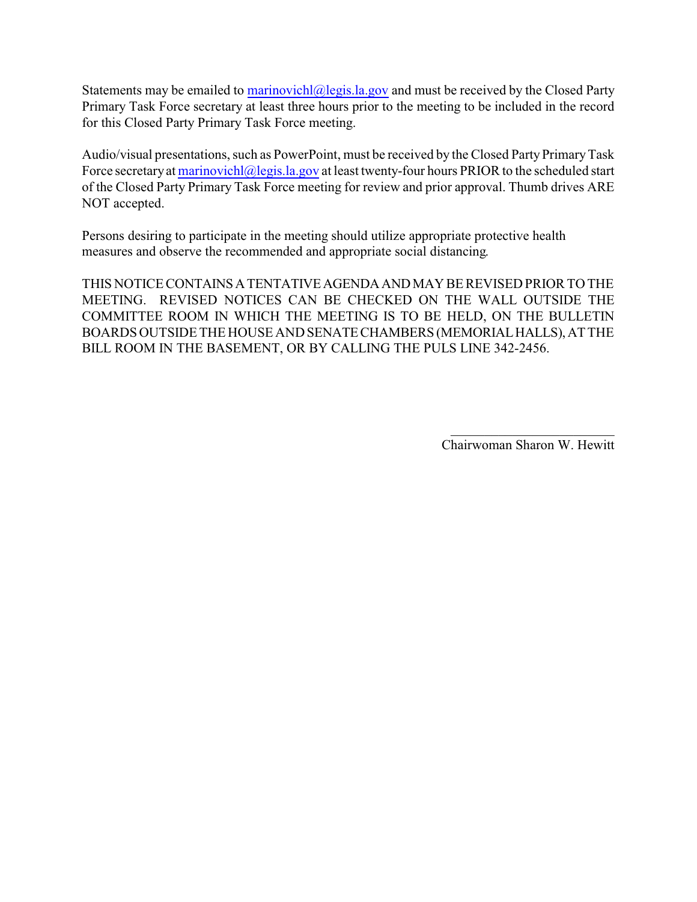Statements may be emailed to marinovichl@legis.la.gov and must be received by the Closed Party Primary Task Force secretary at least three hours prior to the meeting to be included in the record for this Closed Party Primary Task Force meeting.

Audio/visual presentations, such as PowerPoint, must be received by the Closed Party Primary Task Force secretary at marinovichl@legis.la.gov at least twenty-four hours PRIOR to the scheduled start of the Closed Party Primary Task Force meeting for review and prior approval. Thumb drives ARE NOT accepted.

Persons desiring to participate in the meeting should utilize appropriate protective health measures and observe the recommended and appropriate social distancing.

THIS NOTICE CONTAINS A TENTATIVE AGENDA AND MAY BE REVISED PRIOR TO THE MEETING. REVISED NOTICES CAN BE CHECKED ON THE WALL OUTSIDE THE COMMITTEE ROOM IN WHICH THE MEETING IS TO BE HELD, ON THE BULLETIN BOARDS OUTSIDE THE HOUSE AND SENATE CHAMBERS (MEMORIAL HALLS), AT THE BILL ROOM IN THE BASEMENT, OR BY CALLING THE PULS LINE 342-2456.

\_\_\_\_\_\_\_\_\_\_\_\_\_\_\_\_\_\_\_\_\_\_\_\_\_\_

Chairwoman Sharon W. Hewitt